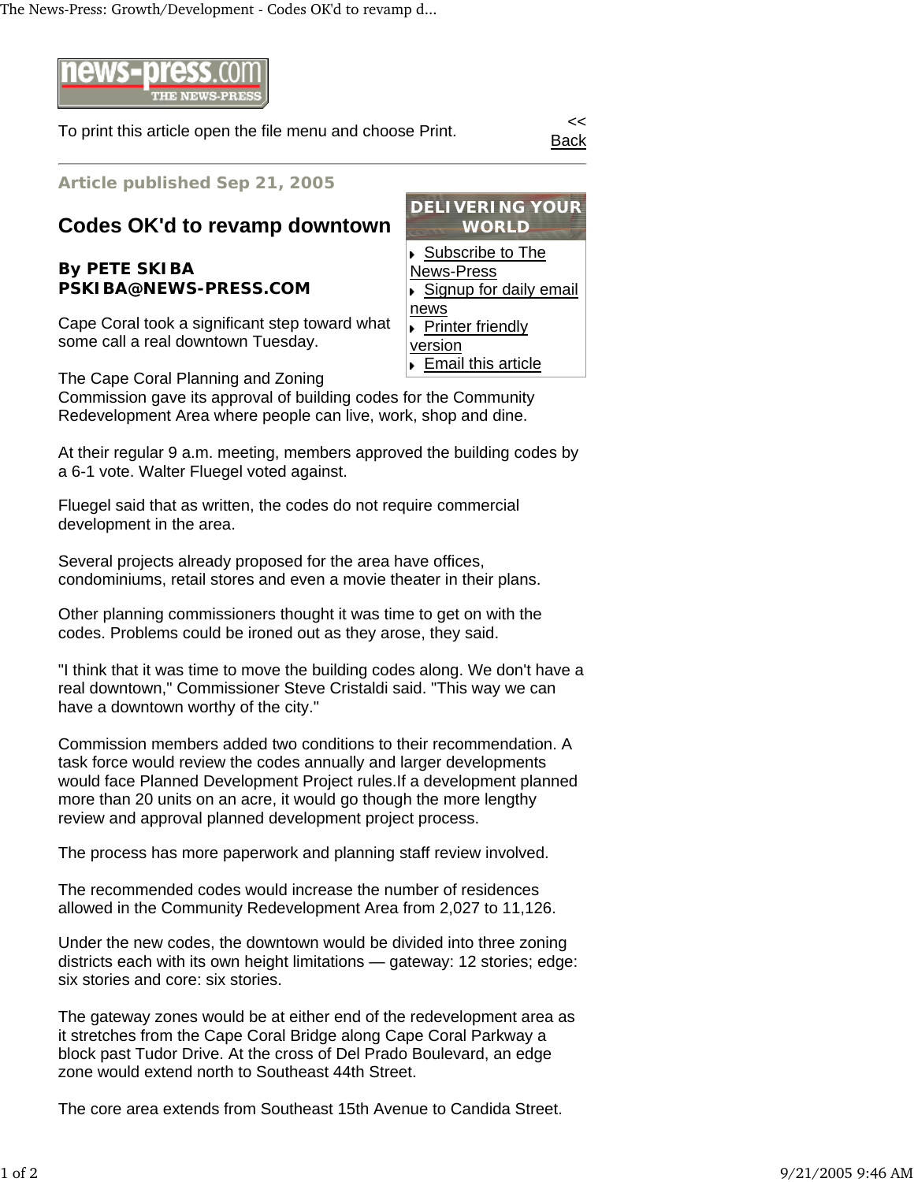To print this article open the file menu and choose Print.

<< Back

**Article published Sep 21, 2005**

# Codes OK'd to revamp downtown

**By PETE SKIBA**
**PSKIBA@NEWS-PRESS.COM**

- Subscribe to The News-Press
- Signup for daily email news
- Printer friendly version
- Email this article

Cape Coral took a significant step toward what some call a real downtown Tuesday.

The Cape Coral Planning and Zoning Commission gave its approval of building codes for the Community Redevelopment Area where people can live, work, shop and dine.

At their regular 9 a.m. meeting, members approved the building codes by a 6-1 vote. Walter Fluegel voted against.

Fluegel said that as written, the codes do not require commercial development in the area.

Several projects already proposed for the area have offices, condominiums, retail stores and even a movie theater in their plans.

Other planning commissioners thought it was time to get on with the codes. Problems could be ironed out as they arose, they said.

"I think that it was time to move the building codes along. We don't have a real downtown," Commissioner Steve Cristaldi said. "This way we can have a downtown worthy of the city."

Commission members added two conditions to their recommendation. A task force would review the codes annually and larger developments would face Planned Development Project rules.If a development planned more than 20 units on an acre, it would go though the more lengthy review and approval planned development project process.

The process has more paperwork and planning staff review involved.

The recommended codes would increase the number of residences allowed in the Community Redevelopment Area from 2,027 to 11,126.

Under the new codes, the downtown would be divided into three zoning districts each with its own height limitations — gateway: 12 stories; edge: six stories and core: six stories.

The gateway zones would be at either end of the redevelopment area as it stretches from the Cape Coral Bridge along Cape Coral Parkway a block past Tudor Drive. At the cross of Del Prado Boulevard, an edge zone would extend north to Southeast 44th Street.

The core area extends from Southeast 15th Avenue to Candida Street.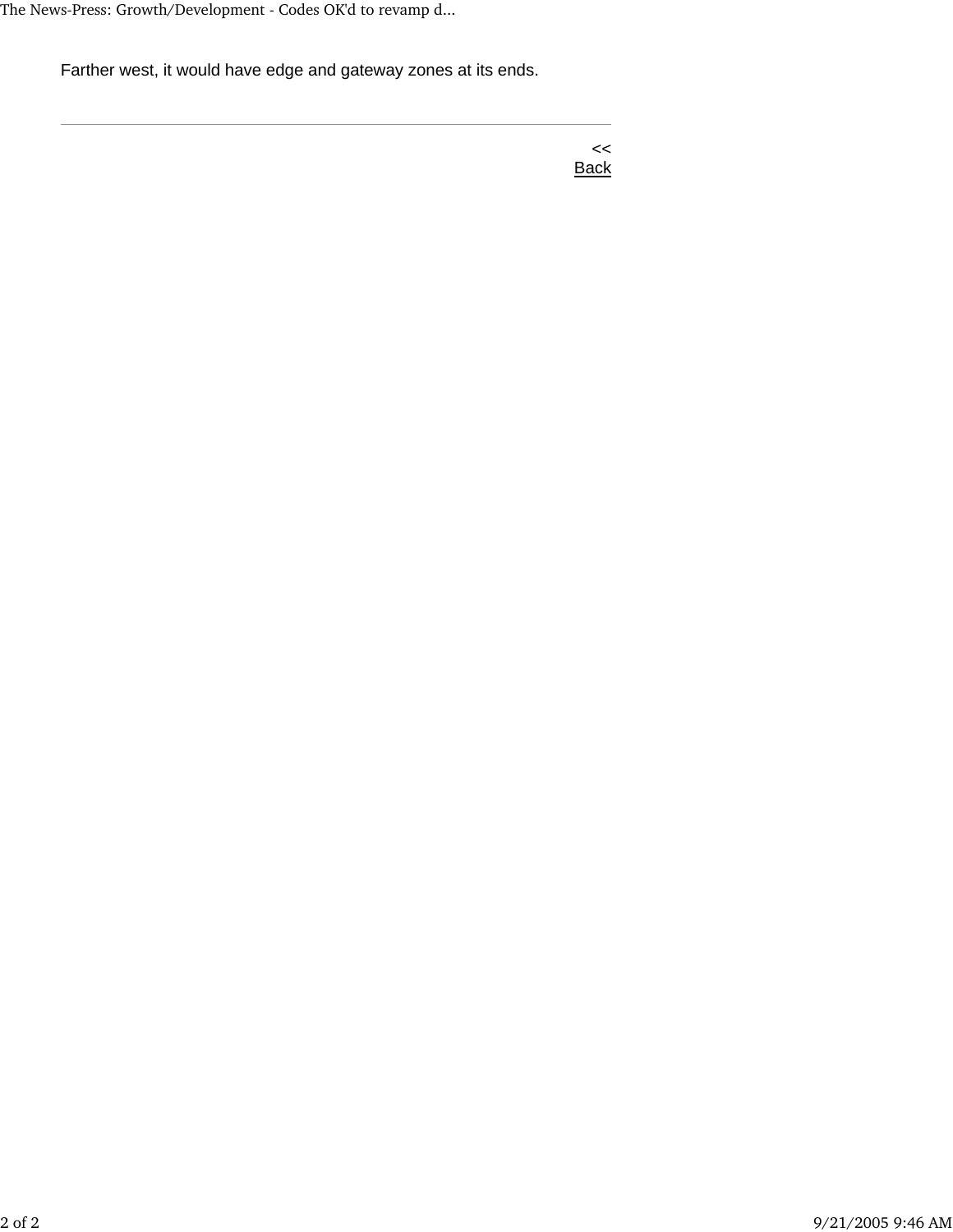Farther west, it would have edge and gateway zones at its ends.

---

<<
Back